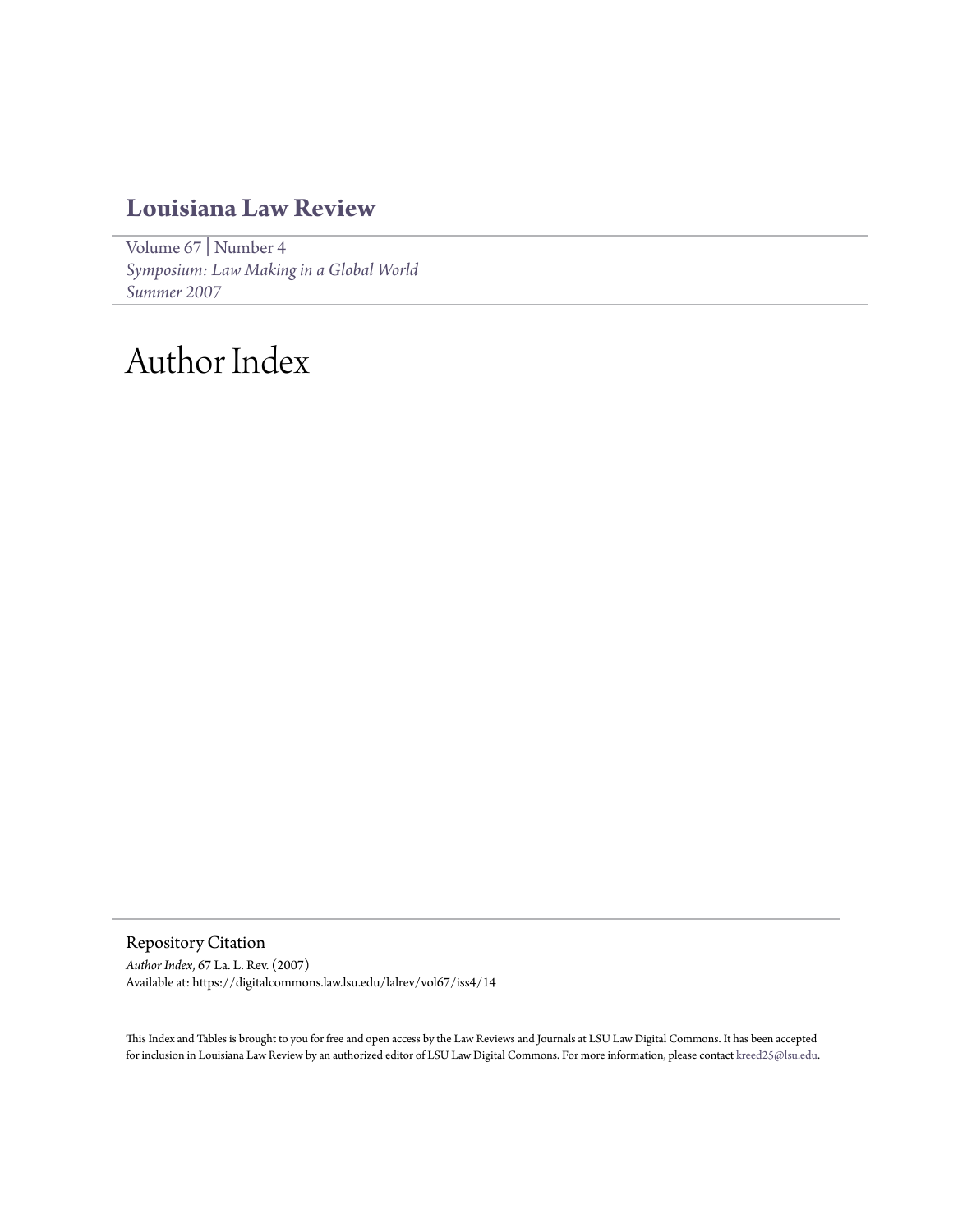## Louisiana Law Review

Volume 67 | Number 4
*Symposium: Law Making in a Global World*
*Summer 2007*

# Author Index

### Repository Citation

*Author Index*, 67 La. L. Rev. (2007)
Available at: https://digitalcommons.law.lsu.edu/lalrev/vol67/iss4/14

This Index and Tables is brought to you for free and open access by the Law Reviews and Journals at LSU Law Digital Commons. It has been accepted for inclusion in Louisiana Law Review by an authorized editor of LSU Law Digital Commons. For more information, please contact kreed25@lsu.edu.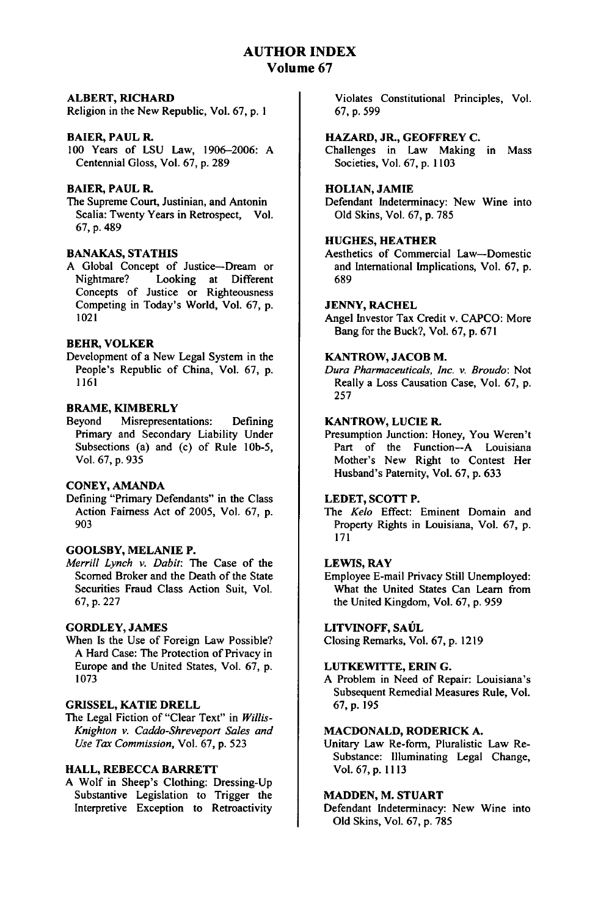# AUTHOR INDEX
## Volume 67

**ALBERT, RICHARD**
Religion in the New Republic, Vol. 67, p. 1

**BAIER, PAUL R.**
100 Years of LSU Law, 1906–2006: A Centennial Gloss, Vol. 67, p. 289

**BAIER, PAUL R.**
The Supreme Court, Justinian, and Antonin Scalia: Twenty Years in Retrospect, Vol. 67, p. 489

**BANAKAS, STATHIS**
A Global Concept of Justice—Dream or Nightmare? Looking at Different Concepts of Justice or Righteousness Competing in Today's World, Vol. 67, p. 1021

**BEHR, VOLKER**
Development of a New Legal System in the People's Republic of China, Vol. 67, p. 1161

**BRAME, KIMBERLY**
Beyond Misrepresentations: Defining Primary and Secondary Liability Under Subsections (a) and (c) of Rule 10b-5, Vol. 67, p. 935

**CONEY, AMANDA**
Defining "Primary Defendants" in the Class Action Fairness Act of 2005, Vol. 67, p. 903

**GOOLSBY, MELANIE P.**
*Merrill Lynch v. Dabit*: The Case of the Scorned Broker and the Death of the State Securities Fraud Class Action Suit, Vol. 67, p. 227

**GORDLEY, JAMES**
When Is the Use of Foreign Law Possible? A Hard Case: The Protection of Privacy in Europe and the United States, Vol. 67, p. 1073

**GRISSEL, KATIE DRELL**
The Legal Fiction of "Clear Text" in *Willis-Knighton v. Caddo-Shreveport Sales and Use Tax Commission*, Vol. 67, p. 523

**HALL, REBECCA BARRETT**
A Wolf in Sheep's Clothing: Dressing-Up Substantive Legislation to Trigger the Interpretive Exception to Retroactivity Violates Constitutional Principles, Vol. 67, p. 599

**HAZARD, JR., GEOFFREY C.**
Challenges in Law Making in Mass Societies, Vol. 67, p. 1103

**HOLIAN, JAMIE**
Defendant Indeterminacy: New Wine into Old Skins, Vol. 67, p. 785

**HUGHES, HEATHER**
Aesthetics of Commercial Law—Domestic and International Implications, Vol. 67, p. 689

**JENNY, RACHEL**
Angel Investor Tax Credit v. CAPCO: More Bang for the Buck?, Vol. 67, p. 671

**KANTROW, JACOB M.**
*Dura Pharmaceuticals, Inc. v. Broudo*: Not Really a Loss Causation Case, Vol. 67, p. 257

**KANTROW, LUCIE R.**
Presumption Junction: Honey, You Weren't Part of the Function—A Louisiana Mother's New Right to Contest Her Husband's Paternity, Vol. 67, p. 633

**LEDET, SCOTT P.**
The *Kelo* Effect: Eminent Domain and Property Rights in Louisiana, Vol. 67, p. 171

**LEWIS, RAY**
Employee E-mail Privacy Still Unemployed: What the United States Can Learn from the United Kingdom, Vol. 67, p. 959

**LITVINOFF, SAÚL**
Closing Remarks, Vol. 67, p. 1219

**LUTKEWITTE, ERIN G.**
A Problem in Need of Repair: Louisiana's Subsequent Remedial Measures Rule, Vol. 67, p. 195

**MACDONALD, RODERICK A.**
Unitary Law Re-form, Pluralistic Law Re-Substance: Illuminating Legal Change, Vol. 67, p. 1113

**MADDEN, M. STUART**
Defendant Indeterminacy: New Wine into Old Skins, Vol. 67, p. 785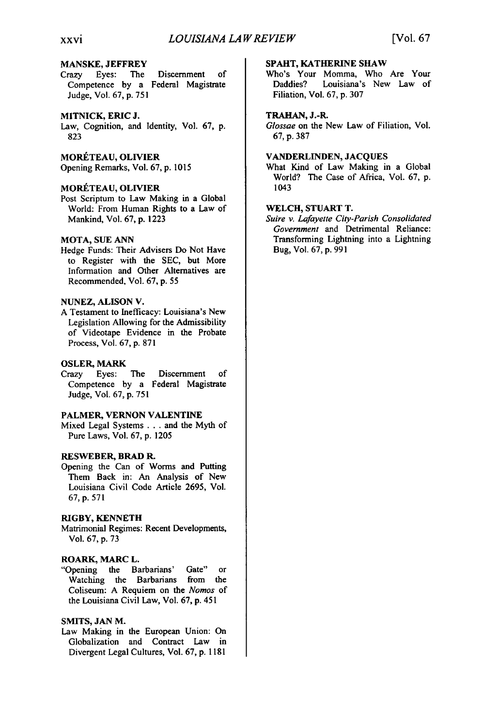**MANSKE, JEFFREY**
Crazy Eyes: The Discernment of Competence by a Federal Magistrate Judge, Vol. 67, p. 751

**MITNICK, ERIC J.**
Law, Cognition, and Identity, Vol. 67, p. 823

**MORÉTEAU, OLIVIER**
Opening Remarks, Vol. 67, p. 1015

**MORÉTEAU, OLIVIER**
Post Scriptum to Law Making in a Global World: From Human Rights to a Law of Mankind, Vol. 67, p. 1223

**MOTA, SUE ANN**
Hedge Funds: Their Advisers Do Not Have to Register with the SEC, but More Information and Other Alternatives are Recommended, Vol. 67, p. 55

**NUNEZ, ALISON V.**
A Testament to Inefficacy: Louisiana's New Legislation Allowing for the Admissibility of Videotape Evidence in the Probate Process, Vol. 67, p. 871

**OSLER, MARK**
Crazy Eyes: The Discernment of Competence by a Federal Magistrate Judge, Vol. 67, p. 751

**PALMER, VERNON VALENTINE**
Mixed Legal Systems . . . and the Myth of Pure Laws, Vol. 67, p. 1205

**RESWEBER, BRAD R.**
Opening the Can of Worms and Putting Them Back in: An Analysis of New Louisiana Civil Code Article 2695, Vol. 67, p. 571

**RIGBY, KENNETH**
Matrimonial Regimes: Recent Developments, Vol. 67, p. 73

**ROARK, MARC L.**
"Opening the Barbarians' Gate" or Watching the Barbarians from the Coliseum: A Requiem on the *Nomos* of the Louisiana Civil Law, Vol. 67, p. 451

**SMITS, JAN M.**
Law Making in the European Union: On Globalization and Contract Law in Divergent Legal Cultures, Vol. 67, p. 1181

**SPAHT, KATHERINE SHAW**
Who's Your Momma, Who Are Your Daddies? Louisiana's New Law of Filiation, Vol. 67, p. 307

**TRAHAN, J.-R.**
*Glossae* on the New Law of Filiation, Vol. 67, p. 387

**VANDERLINDEN, JACQUES**
What Kind of Law Making in a Global World? The Case of Africa, Vol. 67, p. 1043

**WELCH, STUART T.**
*Suire v. Lafayette City-Parish Consolidated Government* and Detrimental Reliance: Transforming Lightning into a Lightning Bug, Vol. 67, p. 991